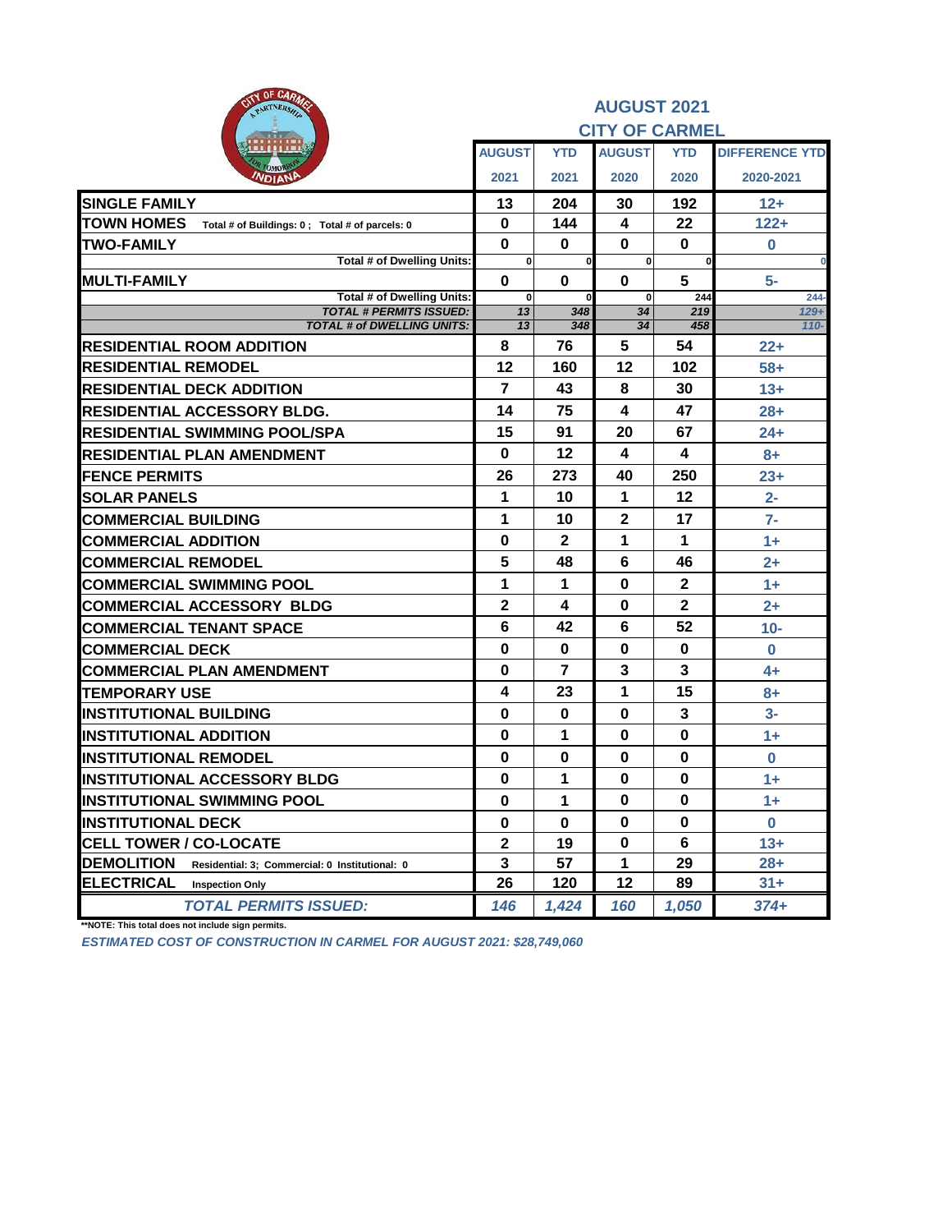## AUGUST 2021
## CITY OF CARMEL

| | AUGUST 2021 | YTD 2021 | AUGUST 2020 | YTD 2020 | DIFFERENCE YTD 2020-2021 |
|---|---|---|---|---|---|
| **SINGLE FAMILY** | 13 | 204 | 30 | 192 | 12+ |
| **TOWN HOMES** Total # of Buildings: 0 ; Total # of parcels: 0 | 0 | 144 | 4 | 22 | 122+ |
| **TWO-FAMILY** | 0 | 0 | 0 | 0 | 0 |
| Total # of Dwelling Units: | 0 | 0 | 0 | 0 | 0 |
| **MULTI-FAMILY** | 0 | 0 | 0 | 5 | 5- |
| Total # of Dwelling Units: | 0 | 0 | 0 | 244 | 244- |
| *TOTAL # PERMITS ISSUED:* | *13* | *348* | *34* | *219* | *129+* |
| *TOTAL # of DWELLING UNITS:* | *13* | *348* | *34* | *458* | *110-* |
| **RESIDENTIAL ROOM ADDITION** | 8 | 76 | 5 | 54 | 22+ |
| **RESIDENTIAL REMODEL** | 12 | 160 | 12 | 102 | 58+ |
| **RESIDENTIAL DECK ADDITION** | 7 | 43 | 8 | 30 | 13+ |
| **RESIDENTIAL ACCESSORY BLDG.** | 14 | 75 | 4 | 47 | 28+ |
| **RESIDENTIAL SWIMMING POOL/SPA** | 15 | 91 | 20 | 67 | 24+ |
| **RESIDENTIAL PLAN AMENDMENT** | 0 | 12 | 4 | 4 | 8+ |
| **FENCE PERMITS** | 26 | 273 | 40 | 250 | 23+ |
| **SOLAR PANELS** | 1 | 10 | 1 | 12 | 2- |
| **COMMERCIAL BUILDING** | 1 | 10 | 2 | 17 | 7- |
| **COMMERCIAL ADDITION** | 0 | 2 | 1 | 1 | 1+ |
| **COMMERCIAL REMODEL** | 5 | 48 | 6 | 46 | 2+ |
| **COMMERCIAL SWIMMING POOL** | 1 | 1 | 0 | 2 | 1+ |
| **COMMERCIAL ACCESSORY BLDG** | 2 | 4 | 0 | 2 | 2+ |
| **COMMERCIAL TENANT SPACE** | 6 | 42 | 6 | 52 | 10- |
| **COMMERCIAL DECK** | 0 | 0 | 0 | 0 | 0 |
| **COMMERCIAL PLAN AMENDMENT** | 0 | 7 | 3 | 3 | 4+ |
| **TEMPORARY USE** | 4 | 23 | 1 | 15 | 8+ |
| **INSTITUTIONAL BUILDING** | 0 | 0 | 0 | 3 | 3- |
| **INSTITUTIONAL ADDITION** | 0 | 1 | 0 | 0 | 1+ |
| **INSTITUTIONAL REMODEL** | 0 | 0 | 0 | 0 | 0 |
| **INSTITUTIONAL ACCESSORY BLDG** | 0 | 1 | 0 | 0 | 1+ |
| **INSTITUTIONAL SWIMMING POOL** | 0 | 1 | 0 | 0 | 1+ |
| **INSTITUTIONAL DECK** | 0 | 0 | 0 | 0 | 0 |
| **CELL TOWER / CO-LOCATE** | 2 | 19 | 0 | 6 | 13+ |
| **DEMOLITION** Residential: 3; Commercial: 0 Institutional: 0 | 3 | 57 | 1 | 29 | 28+ |
| **ELECTRICAL** Inspection Only | 26 | 120 | 12 | 89 | 31+ |
| ***TOTAL PERMITS ISSUED:*** | ***146*** | ***1,424*** | ***160*** | ***1,050*** | ***374+*** |

**NOTE: This total does not include sign permits.

*ESTIMATED COST OF CONSTRUCTION IN CARMEL FOR AUGUST 2021: $28,749,060*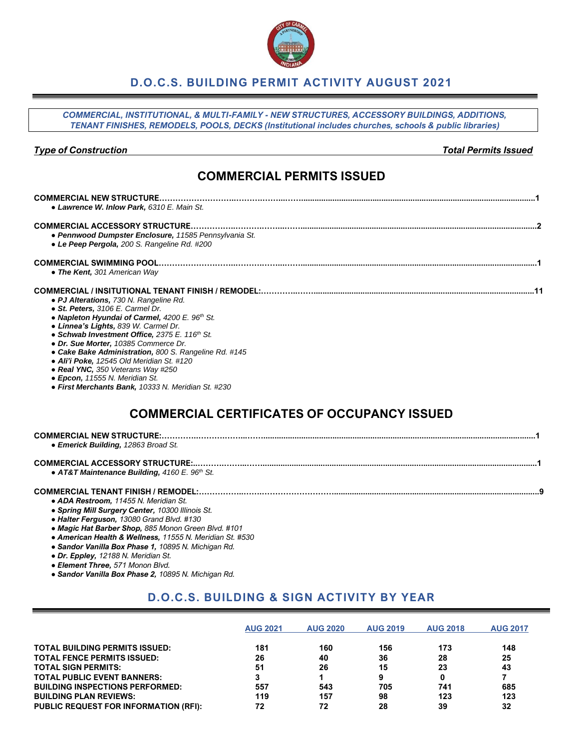# D.O.C.S. BUILDING PERMIT ACTIVITY AUGUST 2021

*COMMERCIAL, INSTITUTIONAL, & MULTI-FAMILY - NEW STRUCTURES, ACCESSORY BUILDINGS, ADDITIONS, TENANT FINISHES, REMODELS, POOLS, DECKS (Institutional includes churches, schools & public libraries)*

***Type of Construction*** ***Total Permits Issued***

## COMMERCIAL PERMITS ISSUED

**COMMERCIAL NEW STRUCTURE……………………………………………………………………………………1**
- ***Lawrence W. Inlow Park,*** *6310 E. Main St.*

**COMMERCIAL ACCESSORY STRUCTURE……………………………………………………………………………………2**
- ***Pennwood Dumpster Enclosure,*** *11585 Pennsylvania St.*
- ***Le Peep Pergola,*** *200 S. Rangeline Rd. #200*

**COMMERCIAL SWIMMING POOL……………………………………………………………………………………1**
- ***The Kent,*** *301 American Way*

**COMMERCIAL / INSITUTIONAL TENANT FINISH / REMODEL:……………………………………………………………11**
- ***PJ Alterations,*** *730 N. Rangeline Rd.*
- ***St. Peters,*** *3106 E. Carmel Dr.*
- ***Napleton Hyundai of Carmel,*** *4200 E. 96th St.*
- ***Linnea's Lights,*** *839 W. Carmel Dr.*
- ***Schwab Investment Office,*** *2375 E. 116th St.*
- ***Dr. Sue Morter,*** *10385 Commerce Dr.*
- ***Cake Bake Administration,*** *800 S. Rangeline Rd. #145*
- ***Ali'i Poke,*** *12545 Old Meridian St. #120*
- ***Real YNC,*** *350 Veterans Way #250*
- ***Epcon,*** *11555 N. Meridian St.*
- ***First Merchants Bank,*** *10333 N. Meridian St. #230*

## COMMERCIAL CERTIFICATES OF OCCUPANCY ISSUED

**COMMERCIAL NEW STRUCTURE:……………………………………………………………………………………1**
- ***Emerick Building,*** *12863 Broad St.*

**COMMERCIAL ACCESSORY STRUCTURE:……………………………………………………………………………………1**
- ***AT&T Maintenance Building,*** *4160 E. 96th St.*

**COMMERCIAL TENANT FINISH / REMODEL:……………………………………………………………………………………9**
- ***ADA Restroom,*** *11455 N. Meridian St.*
- ***Spring Mill Surgery Center,*** *10300 Illinois St.*
- ***Halter Ferguson,*** *13080 Grand Blvd. #130*
- ***Magic Hat Barber Shop,*** *885 Monon Green Blvd. #101*
- ***American Health & Wellness,*** *11555 N. Meridian St. #530*
- ***Sandor Vanilla Box Phase 1,*** *10895 N. Michigan Rd.*
- ***Dr. Eppley,*** *12188 N. Meridian St.*
- ***Element Three,*** *571 Monon Blvd.*
- ***Sandor Vanilla Box Phase 2,*** *10895 N. Michigan Rd.*

## D.O.C.S. BUILDING & SIGN ACTIVITY BY YEAR

| | AUG 2021 | AUG 2020 | AUG 2019 | AUG 2018 | AUG 2017 |
|---|---|---|---|---|---|
| **TOTAL BUILDING PERMITS ISSUED:** | 181 | 160 | 156 | 173 | 148 |
| **TOTAL FENCE PERMITS ISSUED:** | 26 | 40 | 36 | 28 | 25 |
| **TOTAL SIGN PERMITS:** | 51 | 26 | 15 | 23 | 43 |
| **TOTAL PUBLIC EVENT BANNERS:** | 3 | 1 | 9 | 0 | 7 |
| **BUILDING INSPECTIONS PERFORMED:** | 557 | 543 | 705 | 741 | 685 |
| **BUILDING PLAN REVIEWS:** | 119 | 157 | 98 | 123 | 123 |
| **PUBLIC REQUEST FOR INFORMATION (RFI):** | 72 | 72 | 28 | 39 | 32 |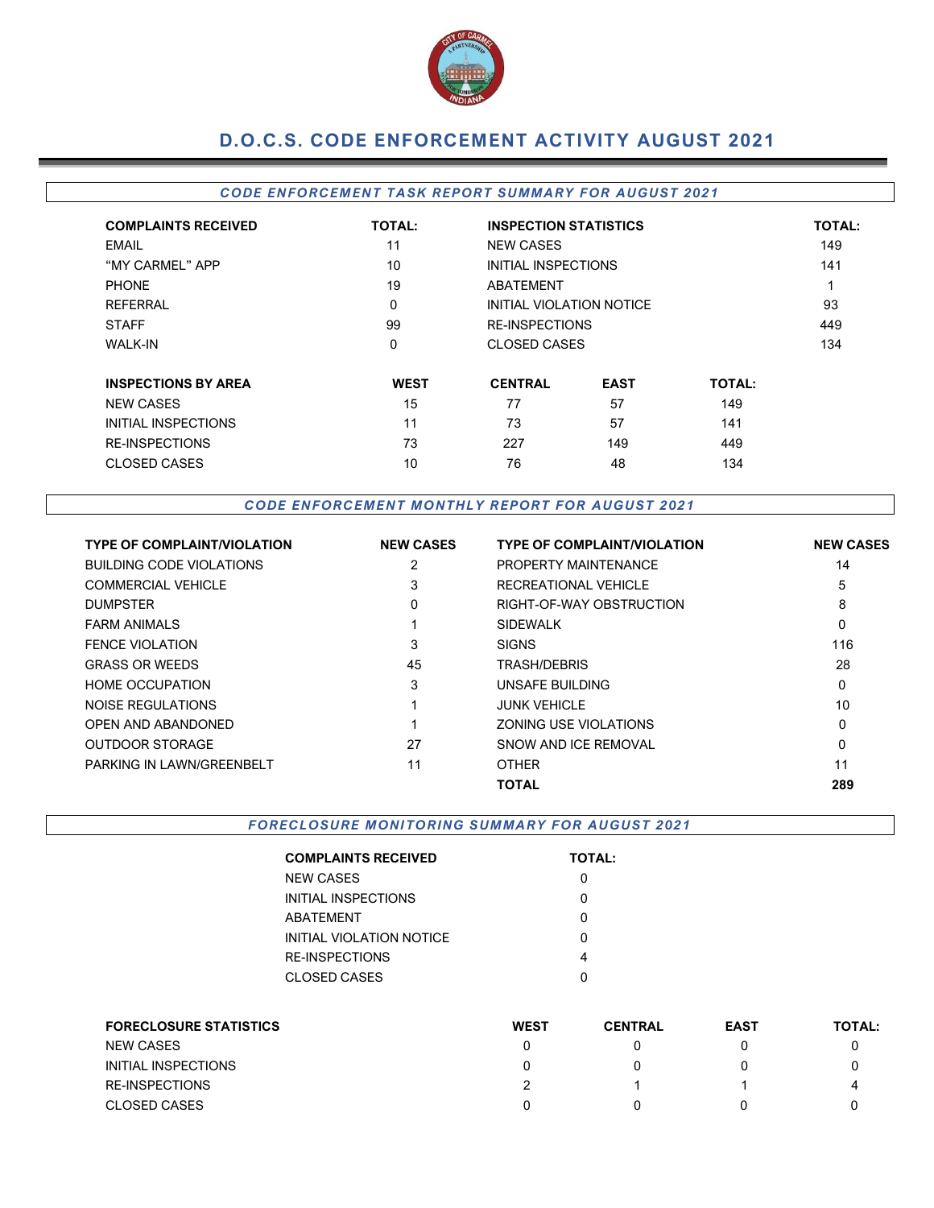# D.O.C.S. CODE ENFORCEMENT ACTIVITY AUGUST 2021

## *CODE ENFORCEMENT TASK REPORT SUMMARY FOR AUGUST 2021*

| COMPLAINTS RECEIVED | TOTAL: | INSPECTION STATISTICS | TOTAL: |
|---|---|---|---|
| EMAIL | 11 | NEW CASES | 149 |
| "MY CARMEL" APP | 10 | INITIAL INSPECTIONS | 141 |
| PHONE | 19 | ABATEMENT | 1 |
| REFERRAL | 0 | INITIAL VIOLATION NOTICE | 93 |
| STAFF | 99 | RE-INSPECTIONS | 449 |
| WALK-IN | 0 | CLOSED CASES | 134 |

| INSPECTIONS BY AREA | WEST | CENTRAL | EAST | TOTAL: |
|---|---|---|---|---|
| NEW CASES | 15 | 77 | 57 | 149 |
| INITIAL INSPECTIONS | 11 | 73 | 57 | 141 |
| RE-INSPECTIONS | 73 | 227 | 149 | 449 |
| CLOSED CASES | 10 | 76 | 48 | 134 |

## *CODE ENFORCEMENT MONTHLY REPORT FOR AUGUST 2021*

| TYPE OF COMPLAINT/VIOLATION | NEW CASES | TYPE OF COMPLAINT/VIOLATION | NEW CASES |
|---|---|---|---|
| BUILDING CODE VIOLATIONS | 2 | PROPERTY MAINTENANCE | 14 |
| COMMERCIAL VEHICLE | 3 | RECREATIONAL VEHICLE | 5 |
| DUMPSTER | 0 | RIGHT-OF-WAY OBSTRUCTION | 8 |
| FARM ANIMALS | 1 | SIDEWALK | 0 |
| FENCE VIOLATION | 3 | SIGNS | 116 |
| GRASS OR WEEDS | 45 | TRASH/DEBRIS | 28 |
| HOME OCCUPATION | 3 | UNSAFE BUILDING | 0 |
| NOISE REGULATIONS | 1 | JUNK VEHICLE | 10 |
| OPEN AND ABANDONED | 1 | ZONING USE VIOLATIONS | 0 |
| OUTDOOR STORAGE | 27 | SNOW AND ICE REMOVAL | 0 |
| PARKING IN LAWN/GREENBELT | 11 | OTHER | 11 |
| | | **TOTAL** | **289** |

## *FORECLOSURE MONITORING SUMMARY FOR AUGUST 2021*

| COMPLAINTS RECEIVED | TOTAL: |
|---|---|
| NEW CASES | 0 |
| INITIAL INSPECTIONS | 0 |
| ABATEMENT | 0 |
| INITIAL VIOLATION NOTICE | 0 |
| RE-INSPECTIONS | 4 |
| CLOSED CASES | 0 |

| FORECLOSURE STATISTICS | WEST | CENTRAL | EAST | TOTAL: |
|---|---|---|---|---|
| NEW CASES | 0 | 0 | 0 | 0 |
| INITIAL INSPECTIONS | 0 | 0 | 0 | 0 |
| RE-INSPECTIONS | 2 | 1 | 1 | 4 |
| CLOSED CASES | 0 | 0 | 0 | 0 |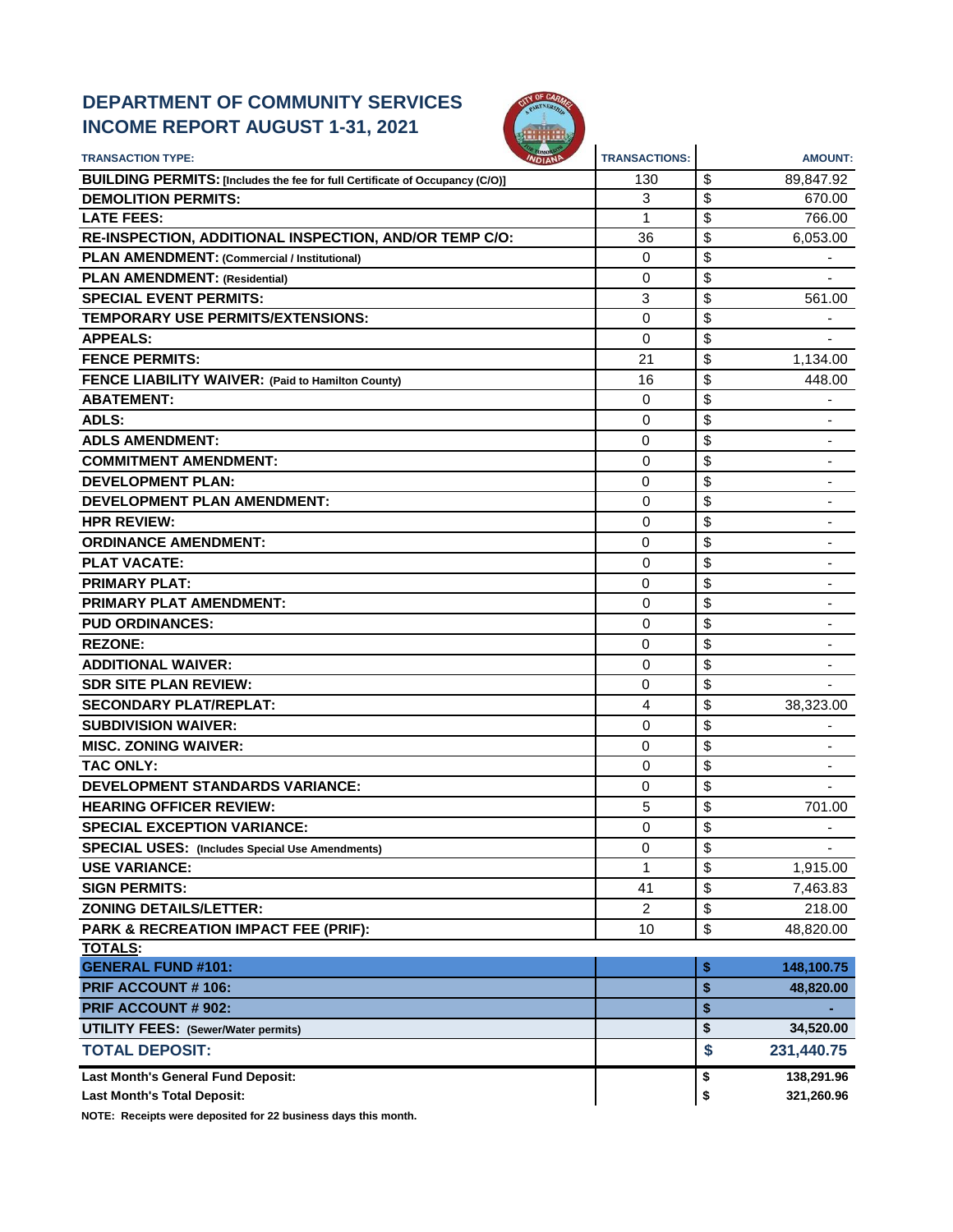# DEPARTMENT OF COMMUNITY SERVICES
# INCOME REPORT AUGUST 1-31, 2021

| TRANSACTION TYPE: | TRANSACTIONS: | | AMOUNT: |
|---|---|---|---|
| **BUILDING PERMITS: [Includes the fee for full Certificate of Occupancy (C/O)]** | 130 | $ | 89,847.92 |
| **DEMOLITION PERMITS:** | 3 | $ | 670.00 |
| **LATE FEES:** | 1 | $ | 766.00 |
| **RE-INSPECTION, ADDITIONAL INSPECTION, AND/OR TEMP C/O:** | 36 | $ | 6,053.00 |
| **PLAN AMENDMENT: (Commercial / Institutional)** | 0 | $ | - |
| **PLAN AMENDMENT: (Residential)** | 0 | $ | - |
| **SPECIAL EVENT PERMITS:** | 3 | $ | 561.00 |
| **TEMPORARY USE PERMITS/EXTENSIONS:** | 0 | $ | - |
| **APPEALS:** | 0 | $ | - |
| **FENCE PERMITS:** | 21 | $ | 1,134.00 |
| **FENCE LIABILITY WAIVER: (Paid to Hamilton County)** | 16 | $ | 448.00 |
| **ABATEMENT:** | 0 | $ | - |
| **ADLS:** | 0 | $ | - |
| **ADLS AMENDMENT:** | 0 | $ | - |
| **COMMITMENT AMENDMENT:** | 0 | $ | - |
| **DEVELOPMENT PLAN:** | 0 | $ | - |
| **DEVELOPMENT PLAN AMENDMENT:** | 0 | $ | - |
| **HPR REVIEW:** | 0 | $ | - |
| **ORDINANCE AMENDMENT:** | 0 | $ | - |
| **PLAT VACATE:** | 0 | $ | - |
| **PRIMARY PLAT:** | 0 | $ | - |
| **PRIMARY PLAT AMENDMENT:** | 0 | $ | - |
| **PUD ORDINANCES:** | 0 | $ | - |
| **REZONE:** | 0 | $ | - |
| **ADDITIONAL WAIVER:** | 0 | $ | - |
| **SDR SITE PLAN REVIEW:** | 0 | $ | - |
| **SECONDARY PLAT/REPLAT:** | 4 | $ | 38,323.00 |
| **SUBDIVISION WAIVER:** | 0 | $ | - |
| **MISC. ZONING WAIVER:** | 0 | $ | - |
| **TAC ONLY:** | 0 | $ | - |
| **DEVELOPMENT STANDARDS VARIANCE:** | 0 | $ | - |
| **HEARING OFFICER REVIEW:** | 5 | $ | 701.00 |
| **SPECIAL EXCEPTION VARIANCE:** | 0 | $ | - |
| **SPECIAL USES: (Includes Special Use Amendments)** | 0 | $ | - |
| **USE VARIANCE:** | 1 | $ | 1,915.00 |
| **SIGN PERMITS:** | 41 | $ | 7,463.83 |
| **ZONING DETAILS/LETTER:** | 2 | $ | 218.00 |
| **PARK & RECREATION IMPACT FEE (PRIF):** | 10 | $ | 48,820.00 |
| **TOTALS:** | | | |
| **GENERAL FUND #101:** | | **$** | **148,100.75** |
| **PRIF ACCOUNT # 106:** | | **$** | **48,820.00** |
| **PRIF ACCOUNT # 902:** | | **$** | **-** |
| **UTILITY FEES: (Sewer/Water permits)** | | **$** | **34,520.00** |
| **TOTAL DEPOSIT:** | | **$** | **231,440.75** |
| **Last Month's General Fund Deposit:** | | **$** | **138,291.96** |
| **Last Month's Total Deposit:** | | **$** | **321,260.96** |

**NOTE: Receipts were deposited for 22 business days this month.**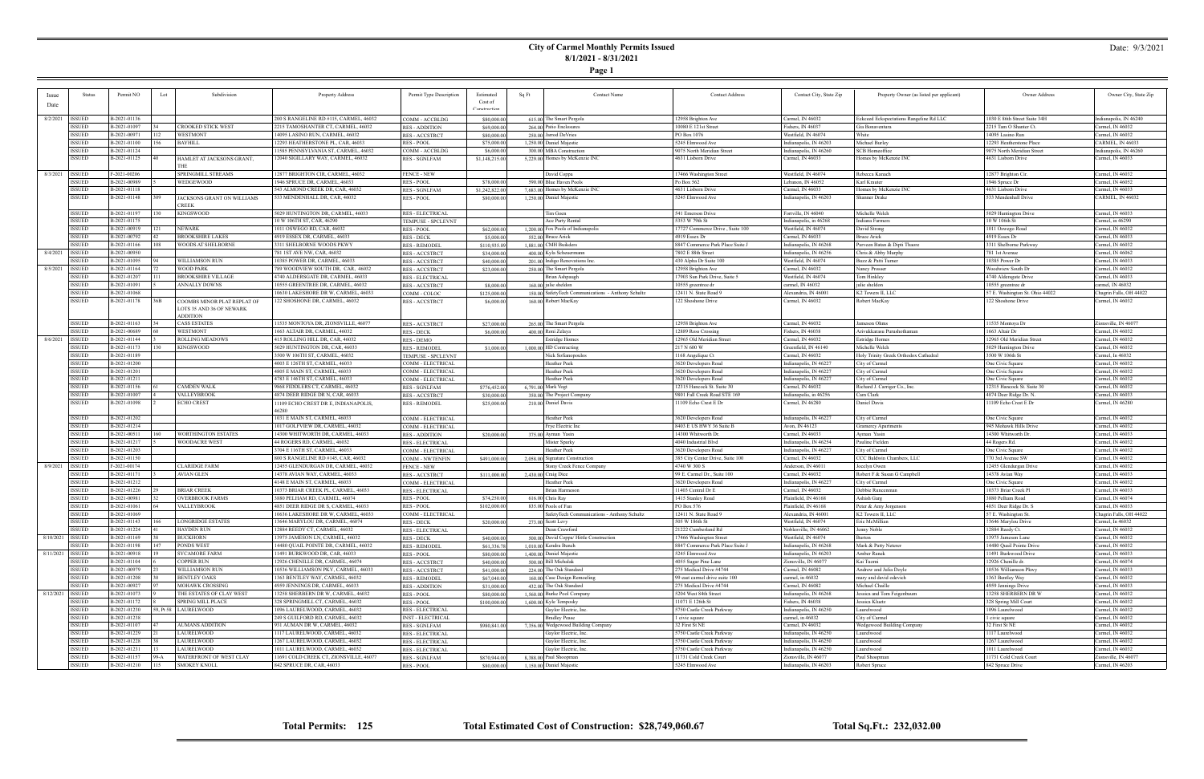# City of Carmel Monthly Permits Issued

**8/1/2021 - 8/31/2021**

Date: 9/3/2021

| Issue Date | Status | Permit NO | Lot | Subdivision | Property Address | Permit Type Description | Estimated Cost of Construction | Sq Ft | Contact Name | Contact Address | Contact City, State Zip | Property Owner (as listed per applicant) | Owner Address | Owner City, State Zip |
|---|---|---|---|---|---|---|---|---|---|---|---|---|---|---|
| 8/2/2021 | ISSUED | B-2021-01136 | | | 200 S RANGELINE RD #115, CARMEL, 46032 | COMM - ACCBLDG | $80,000.00 | 615.00 | The Smart Pergola | 12958 Brighton Ave | Carmel, IN 46032 | Eckstad Ecksnectations Rangeline Rd LLC | 1030 E 86th Street Suite 54H | Indianapolis, IN 46240 |
| | ISSUED | B-2021-01097 | 34 | CROOKED STICK WEST | 2215 TAMOSHANTER CT, CARMEL, 46032 | RES - ADDITION | $69,000.00 | 264.00 | Patio Enclosures | 10080 E 121st Street | Fishers, IN 46037 | Gia Bonaventura | 2215 Tam O Shanter Ct. | Carmel, IN 46032 |
| | ISSUED | B-2021-00971 | 112 | WESTMONT | 14095 LASINO RUN, CARMEL, 46032 | RES - ACCSTRCT | $80,000.00 | 250.00 | Jarod DeVries | PO Box 1076 | Westfield, IN 46074 | White | 14095 Lasino Run | Carmel, IN 46032 |
| | ISSUED | B-2021-01100 | 156 | BAYHILL | 12293 HEATHERSTONE PL, CAR, 46033 | RES - POOL | $75,000.00 | 1,250.00 | Daniel Majestic | 5245 Elmwood Ave | Indianapolis, IN 46203 | Michael Burley | 12293 Heatherstone Place | CARMEL, IN 46033 |
| | ISSUED | B-2021-01124 | | | 11585 PENNSYLVANIA ST, CARMEL, 46032 | COMM - ACCBLDG | $6,000.00 | 300.00 | MBA Construction | 9075 North Meridian Street | Indianapolis, IN 46260 | SCB Homeoffice | 9075 North Meridian Street | Indianapolis, IN 46260 |
| | ISSUED | B-2021-01125 | 40 | HAMLET AT JACKSONS GRANT, THE | 12040 SIGILLARY WAY, CARMEL, 46032 | RES - SGNLFAM | $1,148,215.00 | 5,229.00 | Homes by McKenzie INC | 4631 Lisborn Drive | Carmel, IN 46033 | Homes by McKenzie INC | 4631 Lisborn Drive | Carmel, IN 46033 |
| 8/3/2021 | ISSUED | F-2021-00206 | | SPRINGMILL STREAMS | 12877 BRIGHTON CIR, CARMEL, 46032 | FENCE - NEW | | | David Coppa | 17466 Washington Street | Westfield, IN 46074 | Rebecca Karasch | 12877 Brighton Cir. | Carmel, IN 46032 |
| | ISSUED | B-2021-00989 | 5 | WEDGEWOOD | 1946 SPRUCE DR, CARMEL, 46033 | RES - POOL | $78,000.00 | 590.00 | Blue Haven Pools | Po Box 562 | Lebanon, IN 46052 | Karl Kreuter | 1946 Spruce Dr | Carmel, IN 46052 |
| | ISSUED | B-2021-01118 | | | 543 ALMOND CREEK DR, CAR, 46032 | RES - SGNLFAM | $1,242,822.00 | 7,683.00 | Homes by McKenzie INC | 4631 Lisborn Drive | Carmel, IN 46033 | Homes by McKenzie INC | 4631 Lisborn Drive | Carmel, IN 46033 |
| | ISSUED | B-2021-01148 | 309 | JACKSONS GRANT ON WILLIAMS CREEK | 533 MENDENHALL DR, CAR, 46032 | RES - POOL | $80,000.00 | 1,250.00 | Daniel Majestic | 5245 Elmwood Ave | Indianapolis, IN 46203 | Shanner Drake | 533 Mendenhall Drive | CARMEL, IN 46032 |
| | ISSUED | B-2021-01197 | 130 | KINGSWOOD | 5029 HUNTINGTON DR, CARMEL, 46033 | RES - ELECTRICAL | | | Tim Goen | 541 Emerson Drive | Fortville, IN 46040 | Michelle Welch | 5029 Huntington Drive | Carmel, IN 46033 |
| | ISSUED | B-2021-01175 | | | 10 W 106TH ST, CAR, 46290 | TEMPUSE - SPCLEVNT | | | Ace Party Rental | 5353 W 79th St | Indianapolis, in 46268 | Indiana Farmers | 10 W 106th St | Carmel, in 46290 |
| | ISSUED | B-2021-00919 | 121 | NEWARK | 1011 OSWEGO RD, CAR, 46032 | RES - POOL | $62,000.00 | 1,200.00 | Fox Pools of Indianapolis | 17727 Commerce Drive , Suite 100 | Westfield, IN 46074 | David Strong | 1011 Oswego Road | Carmel, IN 46032 |
| | ISSUED | B-2021-00792 | 42 | BROOKSHIRE LAKES | 4919 ESSEX DR, CARMEL, 46033 | RES - DECK | $5,000.00 | 552.00 | Bruce Arick | 4919 Essex Dr | Carmel, IN 46033 | Bruce Arick | 4919 Essex Dr | Carmel, IN 46033 |
| | ISSUED | B-2021-01166 | 108 | WOODS AT SHELBORNE | 3311 SHELBORNE WOODS PKWY | RES - REMODEL | $110,935.00 | 1,881.00 | CMH Builders | 8847 Commerce Park Place Suite J | Indianapolis, IN 46268 | Parveen Batan & Dipti Thaore | 3311 Shelborne Parkway | Carmel, IN 46032 |
| 8/4/2021 | ISSUED | B-2021-00950 | | | 781 1ST AVE NW, CAR, 46032 | RES - ACCSTRCT | $34,000.00 | 400.00 | Kyle Scheuermann | 7802 E 88th Street | Indianapolis, IN 46256 | Chris & Abby Murphy | 781 1st Avenue | Carmel, IN 46062 |
| | ISSUED | B-2021-01095 | 94 | WILLIAMSON RUN | 10385 POWER DR, CARMEL, 46033 | RES - ACCSTRCT | $40,000.00 | 201.00 | Indigo Renovations Inc. | 430 Alpha Dr Suite 100 | Westfield, IN 46074 | Buzz & Patti Turner | 10385 Power Dr | Carmel, IN 46033 |
| 8/5/2021 | ISSUED | B-2021-01164 | 72 | WOOD PARK | 789 WOODVIEW SOUTH DR, CAR, 46032 | RES - ACCSTRCT | $23,000.00 | 250.00 | The Smart Pergola | 12958 Brighton Ave | Carmel, IN 46032 | Nancy Prosser | Woodview South Dr | Carmel, IN 46032 |
| | ISSUED | B-2021-01207 | 111 | BROOKSHIRE VILLAGE | 4740 ALDERSGATE DR, CARMEL, 46033 | RES - ELECTRICAL | | | Brian Ashpaugh | 17903 Sun Park Drive, Suite 5 | Westfield, IN 46074 | Tom Hinkley | 4740 Aldersgate Drive | Carmel, IN 46033 |
| | ISSUED | B-2021-01091 | 5 | ANNALLY DOWNS | 10555 GREENTREE DR, CARMEL, 46032 | RES - ACCSTRCT | $8,000.00 | 160.00 | julie sheldon | 10555 greentree dr | carmel, IN 46032 | julie sheldon | 10555 greentree dr | carmel, IN 46032 |
| | ISSUED | B-2021-01068 | | | 10630 LAKESHORE DR W, CARMEL, 46033 | COMM - COLOC | $125,000.00 | 150.00 | SafetyTech Communications - Anthony Schultz | 12411 N. State Road 9 | Alexandria, IN 46001 | K2 Towers II, LLC | 57 E. Washington St. Ohio 44022 | Chagrin Falls, OH 44022 |
| | ISSUED | B-2021-01178 | 36B | COOMBS MINOR PLAT REPLAT OF LOTS 35 AND 36 OF NEWARK ADDITION | 122 SHOSHONE DR, CARMEL, 46032 | RES - ACCSTRCT | $6,000.00 | 160.00 | Robert MacKay | 122 Shoshone Drive | Carmel, IN 46032 | Robert MacKay | 122 Shoshone Drive | Carmel, IN 46032 |
| | ISSUED | B-2021-01163 | 34 | CASS ESTATES | 11535 MONTOYA DR, ZIONSVILLE, 46077 | RES - ACCSTRCT | $27,000.00 | 265.00 | The Smart Pergola | 12958 Brighton Ave | Carmel, IN 46032 | Jameson Olms | 11535 Montoya Dr | Zionsville, IN 46077 |
| | ISSUED | B-2021-00689 | 60 | WESTMONT | 1663 ALTAIR DR, CARMEL, 46032 | RES - DECK | $6,000.00 | 400.00 | Romi Zeleya | 12889 Ross Crossing | Fishers, IN 46038 | Aniruddarasu Parushothaman | 1663 Altair Dr | Carmel, IN 46032 |
| 8/6/2021 | ISSUED | B-2021-01144 | 3 | ROLLING MEADOWS | 415 ROLLING HILL DR, CAR, 46032 | RES - DEMO | | | Estridge Homes | 12965 Old Meridian Street | Carmel, IN 46032 | Estridge Homes | 12965 Old Meridian Street | Carmel, IN 46032 |
| | ISSUED | B-2021-01173 | 130 | KINGSWOOD | 5029 HUNTINGTON DR, CARMEL, 46033 | RES - REMODEL | $1,000.00 | 1,000.00 | BD Contracting | 217 N 600 W | Greenfield, IN 46140 | Michelle Welch | 5029 Huntington Drive | Carmel, IN 46032 |
| | ISSUED | B-2021-01189 | | | 3500 W 106TH ST, CARMEL, 46032 | TEMPUSE - SPCLEVNT | | | Nick Stefanopoulos | 1168 Angelique Ct | Carmel, IN 46032 | Holy Trinity Greek Orthodox Cathedral | 3500 W 106th St | Carmel, In 46032 |
| | ISSUED | B-2021-01200 | | | 4003 E 126TH ST, CARMEL, 46033 | COMM - ELECTRICAL | | | Heather Peek | 3620 Developers Road | Indianapolis, IN 46227 | City of Carmel | One Civic Square | Carmel, IN 46032 |
| | ISSUED | B-2021-01201 | | | 4805 E MAIN ST, CARMEL, 46033 | COMM - ELECTRICAL | | | Heather Peek | 3620 Developers Road | Indianapolis, IN 46227 | City of Carmel | One Civic Square | Carmel, IN 46032 |
| | ISSUED | B-2021-01211 | | | 4783 E 146TH ST, CARMEL, 46033 | COMM - ELECTRICAL | | | Heather Peek | 3620 Developers Road | Indianapolis, IN 46227 | City of Carmel | One Civic Square | Carmel, IN 46032 |
| | ISSUED | B-2021-01156 | 61 | CAMDEN WALK | 9868 FIDDLERS CT, CARMEL, 46032 | RES - SGNLFAM | $776,452.00 | 6,791.00 | Mark Vogt | 12315 Hancock St. Suite 30 | Carmel, IN 46032 | Richard J. Carriger Co., Inc. | 12315 Hancock St. Suite 30 | Carmel, IN 46032 |
| | ISSUED | B-2021-01007 | 4 | VALLEYBROOK | 4874 DEER RIDGE DR N, CAR, 46033 | RES - ACCSTRCT | $30,000.00 | 350.00 | The Project Company | 9801 Fall Creek Road STE 169 | Indianapolis, in 46256 | Cam Clark | 4874 Deer Ridge Dr. N. | Carmel, IN 46033 |
| | ISSUED | B-2021-01098 | 2 | ECHO CREST | 11109 ECHO CREST DR E, INDIANAPOLIS, 46280 | RES - REMODEL | $25,000.00 | 210.00 | Daniel Davis | 11109 Echo Crest E Dr | Carmel, IN 46280 | Daniel Davis | 11109 Echo Crest E Dr | Carmel, IN 46280 |
| | ISSUED | B-2021-01202 | | | 1031 E MAIN ST, CARMEL, 46033 | COMM - ELECTRICAL | | | Heather Peek | 3620 Developers Road | Indianapolis, IN 46227 | City of Carmel | One Civic Square | Carmel, IN 46032 |
| | ISSUED | B-2021-01214 | | | 1017 GOLFVIEW DR, CARMEL, 46032 | COMM - ELECTRICAL | | | Fyre Electric Inc | 8403 E US HWY 36 Suite B | Avon, IN 46123 | Gramercy Apartments | 945 Mohawk Hills Drive | Carmel, IN 46032 |
| | ISSUED | B-2021-00511 | 160 | WORTHINGTON ESTATES | 14300 WHITWORTH DR, CARMEL, 46033 | RES - ADDITION | $20,000.00 | 375.00 | Ayman Yasin | 14300 Whitworth Dr. | Carmel, IN 46033 | Ayman Yasin | 14300 Whitworth Dr. | Carmel, IN 46033 |
| | ISSUED | B-2021-01217 | 5 | WOODACRE WEST | 44 ROGERS RD, CARMEL, 46032 | RES - ELECTRICAL | | | Mister Sparky | 4040 Industrial Blvd | Indianapolis, IN 46254 | Pauline Fielden | 44 Rogers Rd. | Carmel, IN 46032 |
| | ISSUED | B-2021-01203 | | | 3704 E 116TH ST, CARMEL, 46033 | COMM - ELECTRICAL | | | Heather Peek | 3620 Developers Road | Indianapolis, IN 46227 | City of Carmel | One Civic Square | Carmel, IN 46032 |
| | ISSUED | B-2021-01150 | | | 800 S RANGELINE RD #145, CAR, 46032 | COMM - NWTENFIN | $491,000.00 | 2,058.00 | Signature Construction | 385 City Center Drive, Suite 100 | Carmel, IN 46032 | CCC Baldwin Chambers, LLC | 770 3rd Avenue SW | Carmel, IN 46032 |
| 8/9/2021 | ISSUED | F-2021-00174 | | CLARIDGE FARM | 12455 GLENDURGAN DR, CARMEL, 46032 | FENCE - NEW | | | Stony Creek Fence Company | 4740 W 300 S | Anderson, IN 46011 | Jocelyn Owen | 12455 Glendurgan Drive | Carmel, IN 46032 |
| | ISSUED | B-2021-01171 | 3 | AVIAN GLEN | 14378 AVIAN WAY, CARMEL, 46033 | RES - ACCSTRCT | $111,000.00 | 2,430.00 | Craig Dice | 99 E. Carmel Dr., Suite 100 | Carmel, IN 46032 | Robert F & Susan G Campbell | 14378 Avian Way | Carmel, IN 46033 |
| | ISSUED | B-2021-01212 | | | 4148 E MAIN ST, CARMEL, 46033 | COMM - ELECTRICAL | | | Heather Peek | 3620 Developers Road | Indianapolis, IN 46227 | City of Carmel | One Civic Square | Carmel, IN 46032 |
| | ISSUED | B-2021-01226 | 29 | BRIAR CREEK | 10373 BRIAR CREEK PL, CARMEL, 46033 | RES - ELECTRICAL | | | Brian Harmeson | 11405 Central Dr E | Carmel, IN 46032 | Debbie Runezman | 10373 Briar Creek Pl | Carmel, IN 46033 |
| | ISSUED | B-2021-00981 | 32 | OVERBROOK FARMS | 3880 PELHAM RD, CARMEL, 46074 | RES - POOL | $74,250.00 | 616.00 | Chris Ray | 1415 Stanley Road | Plainfield, IN 46168 | Ashish Garg | 3880 Pelham Road | Carmel, IN 46074 |
| | ISSUED | B-2021-01061 | 64 | VALLEYBROOK | 4851 DEER RIDGE DR S, CARMEL, 46033 | RES - POOL | $102,000.00 | 835.00 | Pools of Fun | PO Box 576 | Plainfield, IN 46168 | Peter & Amy Jorgenson | 4851 Deer Ridge Dr. S | Carmel, IN 46033 |
| | ISSUED | B-2021-01069 | | | 10636 LAKESHORE DR W, CARMEL, 46033 | COMM - ELECTRICAL | | | SafetyTech Communications - Anthony Schultz | 12411 N. State Road 9 | Alexandria, IN 46001 | K2 Towers II, LLC | 57 E. Washington St. | Chagrin Falls, OH 44022 |
| | ISSUED | B-2021-01143 | 166 | LONGRIDGE ESTATES | 13646 MARYLOU DR, CARMEL, 46074 | RES - DECK | $20,000.00 | 273.00 | Scott Levy | 505 W 186th St | Westfield, IN 46074 | Eric McMillian | 13646 Marylou Drive | Carmel, In 46032 |
| | ISSUED | B-2021-01224 | 41 | HAYDEN RUN | 12884 REEDY CT, CARMEL, 46032 | RES - ELECTRICAL | | | Dean Crawford | 21222 Cumberland Rd | Noblesville, IN 46062 | Jenny Noble | 12884 Reedy Ct. | Carmel, IN 46032 |
| 8/10/2021 | ISSUED | B-2021-01169 | 38 | BUCKHORN | 13975 JAMESON LN, CARMEL, 46032 | RES - DECK | $40,000.00 | 500.00 | David Coppa/ Hittle Construction | 17466 Washington Street | Westfield, IN 46074 | Burton | 13975 Jameson Lane | Carmel, IN 46032 |
| | ISSUED | B-2021-01198 | 147 | PONDS WEST | 14480 QUAIL POINTE DR, CARMEL, 46032 | RES - REMODEL | $61,336.78 | 1,010.00 | Kendra Bunch | 8847 Commerce Park Place Suite J | Indianapolis, IN 46268 | Mark & Patty Neterer | 14480 Quail Pointe Drive | Carmel, IN 46032 |
| 8/11/2021 | ISSUED | B-2021-00918 | 19 | SYCAMORE FARM | 11491 BURKWOOD DR, CAR, 46033 | RES - POOL | $80,000.00 | 1,400.00 | Daniel Majestic | 5245 Elmwood Ave | Indianapolis, IN 46203 | Amber Runek | 11491 Burkwood Drive | Carmel, IN 46033 |
| | ISSUED | B-2021-01104 | 6 | COPPER RUN | 12926 CHENILLE DR, CARMEL, 46074 | RES - ACCSTRCT | $40,000.00 | 500.00 | Bill Michalak | 4055 Sugar Pine Lane | Zionsville, IN 46077 | Kai Tuomi | 12926 Chenille dr | Carmel, IN 46074 |
| | ISSUED | B-2021-00979 | 23 | WILLIAMSON RUN | 10536 WILLIAMSON PKY, CARMEL, 46033 | RES - ACCSTRCT | $41,000.00 | 224.00 | The Oak Standard | 275 Medical Drive #4744 | Carmel, IN 46082 | Andrew and Julia Doyle | 10536 Williamson Pkwy | Carmel, IN 46033 |
| | ISSUED | B-2021-01208 | 30 | BENTLEY OAKS | 1363 BENTLEY WAY, CARMEL, 46032 | RES - REMODEL | $67,040.00 | 160.00 | Case Design Remodeling | 99 east carmel drive suite 100 | carmel, in 46032 | mary and david odevich | 1363 Bentley Way | Carmel, IN 46032 |
| | ISSUED | B-2021-00927 | 97 | MOHAWK CROSSING | 4959 JENNINGS DR, CARMEL, 46033 | RES - ADDITION | $31,000.00 | 412.00 | The Oak Standard | 275 Medical Drive #4744 | Carmel, IN 46082 | Michael Chaille | 4959 Jennings Drive | Carmel, IN 46033 |
| 8/12/2021 | ISSUED | B-2021-01073 | 9 | THE ESTATES OF CLAY WEST | 13258 SHERBERN DR W, CARMEL, 46032 | RES - POOL | $80,000.00 | 1,560.00 | Burke Pool Company | 5204 West 84th Street | Indianapolis, IN 46268 | Jessica and Tom Feigenbaum | 13258 SHERBERN DR W | Carmel, IN 46032 |
| | ISSUED | B-2021-01172 | 8 | SPRING MILL PLACE | 328 SPRINGMILL CT, CARMEL, 46032 | RES - POOL | $100,000.00 | 1,600.00 | Kyle Tempesky | 11071 E 126th St | Fishers, IN 46038 | Jessica Kluetz | 328 Spring Mill Court | Carmel, IN 46032 |
| | ISSUED | B-2021-01230 | 59, Pt 58 | LAURELWOOD | 1096 LAURELWOOD, CARMEL, 46032 | RES - ELECTRICAL | | | Gaylor Electric, Inc. | 5750 Castle Creek Parkway | Indianapolis, IN 46250 | Laurelwood | 1096 Laurelwood | Carmel, IN 46032 |
| | ISSUED | B-2021-01238 | | | 249 S GUILFORD RD, CARMEL, 46032 | INST - ELECTRICAL | | | Bradley Pease | 1 civic square | carmel, in 46032 | City of Carmel | 1 civic square | Carmel, IN 46032 |
| | ISSUED | B-2021-01107 | 47 | AUMANS ADDITION | 931 AUMAN DR W, CARMEL, 46032 | RES - SGNLFAM | $980,841.00 | 7,356.00 | Wedgewood Building Company | 32 First St NE | Carmel, IN 46032 | Wedgewood Building Company | 32 First St NE | Carmel, IN 46032 |
| | ISSUED | B-2021-01229 | 21 | LAURELWOOD | 1117 LAURELWOOD, CARMEL, 46032 | RES - ELECTRICAL | | | Gaylor Electric, Inc. | 5750 Castle Creek Parkway | Indianapolis, IN 46250 | Laurelwood | 1117 Laurelwood | Carmel, IN 46032 |
| | ISSUED | B-2021-01228 | 38 | LAURELWOOD | 1267 LAURELWOOD, CARMEL, 46032 | RES - ELECTRICAL | | | Gaylor Electric, Inc. | 5750 Castle Creek Parkway | Indianapolis, IN 46250 | Laurelwood | 1267 Laurelwood | Carmel, IN 46032 |
| | ISSUED | B-2021-01231 | 13 | LAURELWOOD | 1011 LAURELWOOD, CARMEL, 46032 | RES - ELECTRICAL | | | Gaylor Electric, Inc. | 5750 Castle Creek Parkway | Indianapolis, IN 46250 | Laurelwood | 1011 Laurelwood | Carmel, IN 46032 |
| | ISSUED | B-2021-01157 | 99-A | WATERFRONT OF WEST CLAY | 11691 COLD CREEK CT, ZIONSVILLE, 46077 | RES - SGNLFAM | $870,944.00 | 8,388.00 | Paul Shoopman | 11731 Cold Creek Court | Zionsville, IN 46077 | Paul Shoopman | 11731 Cold Creek Court | Zionsville, IN 46077 |
| | ISSUED | B-2021-01210 | 115 | SMOKEY KNOLL | 842 SPRUCE DR, CAR, 46033 | RES - POOL | $80,000.00 | 1,150.00 | Daniel Majestic | 5245 Elmwood Ave | Indianapolis, IN 46203 | Robert Spruce | 842 Spruce Drive | Carmel, IN 46203 |

**Total Permits: 125** **Total Estimated Cost of Construction: $28,749,060.67** **Total Sq.Ft.: 232,032.00**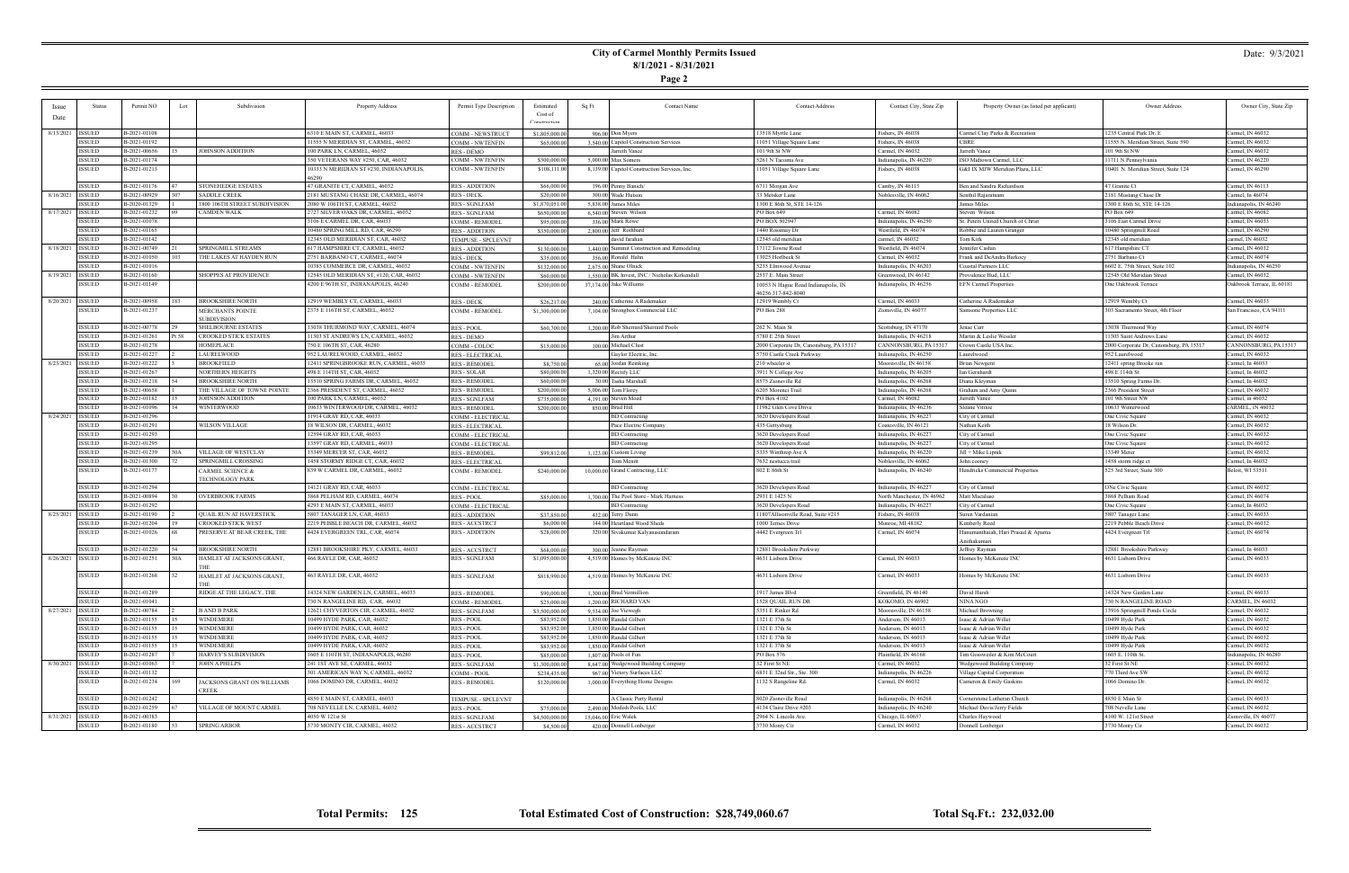# City of Carmel Monthly Permits Issued

## 8/1/2021 - 8/31/2021

Date: 9/3/2021

| Issue Date | Status | Permit NO | Lot | Subdivision | Property Address | Permit Type Description | Estimated Cost of Construction | Sq Ft | Contact Name | Contact Address | Contact City, State Zip | Property Owner (as listed per applicant) | Owner Address | Owner City, State Zip |
|---|---|---|---|---|---|---|---|---|---|---|---|---|---|---|
| 8/13/2021 | ISSUED | B-2021-01108 | | | 6310 E MAIN ST, CARMEL, 46033 | COMM - NEWSTRUCT | $1,805,000.00 | 906.00 | Don Myers | 13518 Myrtle Lane | Fishers, IN 46038 | Carmel Clay Parks & Recreation | 1235 Central Park Dr. E | Carmel, IN 46032 |
| | ISSUED | B-2021-01192 | | | 11555 N MERIDIAN ST, CARMEL, 46032 | COMM - NWTENFIN | $65,000.00 | 3,540.00 | Capitol Construction Services | 11051 Village Square Lane | Fishers, IN 46038 | CBRE | 11555 N. Meridian Street, Suite 590 | Carmel, IN 46032 |
| | ISSUED | B-2021-00656 | 15 | JOHNSON ADDITION | 100 PARK LN, CARMEL, 46032 | RES - DEMO | | | Jarreth Vance | 101 9th St NW | Carmel, IN 46032 | Jarreth Vance | 101 9th St NW | Carmel, IN 46032 |
| | ISSUED | B-2021-01174 | | | 350 VETERANS WAY #250, CAR, 46032 | COMM - NWTENFIN | $300,000.00 | 5,000.00 | Max Somers | 5261 N Tacoma Ave | Indianapolis, IN 46220 | ISO Midtown Carmel, LLC | 11711 N Pennsylvania | Carmel, IN 46220 |
| | ISSUED | B-2021-01213 | | | 10333 N MERIDIAN ST #230, INDIANAPOLIS, 46290 | COMM - NWTENFIN | $108,111.00 | 8,139.00 | Capitol Construction Services, Inc. | 11051 Village Square Lane | Fishers, IN 46038 | G&I IX MW Meridian Plaza, LLC | 10401 N. Meridian Street, Suite 124 | Carmel, IN 46290 |
| | ISSUED | B-2021-01176 | 47 | STONEHEDGE ESTATES | 47 GRANITE CT, CARMEL, 46032 | RES - ADDITION | $66,000.00 | 196.00 | Penny Banich | 6711 Morgan Ave | Camby, IN 46113 | Ben and Sandra Richardson | 47 Granite Ct | Carmel, IN 46113 |
| 8/16/2021 | ISSUED | B-2021-00929 | 307 | SADDLE CREEK | 2181 MUSTANG CHASE DR, CARMEL, 46074 | RES - DECK | $20,000.00 | 300.00 | Wade Hutson | 33 Metzker Lane | Noblesville, IN 46062 | Senthil Rajaratnam | 2181 Mustang Chase Dr | Carmel, In 46074 |
| | ISSUED | B-2020-01329 | 1 | 1800 106TH STREET SUBDIVISION | 2080 W 106TH ST, CARMEL, 46032 | RES - SGNLFAM | $1,870,051.00 | 5,838.00 | James Miles | 1300 E 86th St, STE 14-126 | | James Miles | 1300 E 86th St, STE 14-126 | Indianapolis, IN 46240 |
| 8/17/2021 | ISSUED | B-2021-01232 | 69 | CAMDEN WALK | 2727 SILVER OAKS DR, CARMEL, 46032 | RES - SGNLFAM | $650,000.00 | 6,540.00 | Steven Wilson | PO Box 649 | Carmel, IN 46082 | Steven Wilson | PO Box 649 | Carmel, IN 46082 |
| | ISSUED | B-2021-01078 | | | 3106 E CARMEL DR, CAR, 46033 | COMM - REMODEL | $95,000.00 | 336.00 | Mark Rowe | PO BOX 502947 | Indianapolis, IN 46250 | St. Peters United Church of Christ | 3106 East Carmel Drive | Carmel, IN 46033 |
| | ISSUED | B-2021-01165 | | | 10480 SPRING MILL RD, CAR, 46290 | RES - ADDITION | $350,000.00 | 2,800.00 | Jeff Rothbard | 1440 Rosemay Dr | Westfield, IN 46074 | Robbie and Lauren Granger | 10480 Springmill Road | Carmel, IN 46290 |
| | ISSUED | B-2021-01142 | | | 12345 OLD MERIDIAN ST, CAR, 46032 | TEMPUSE - SPCLEVNT | | | david farahani | 12345 old meridian | carmel, IN 46032 | Tom Kirk | 12345 old meridian | carmel, IN 46032 |
| 8/18/2021 | ISSUED | B-2021-00749 | 21 | SPRINGMILL STREAMS | 617 HAMPSHIRE CT, CARMEL, 46032 | RES - ADDITION | $130,000.00 | 1,440.00 | Summit Construction and Remodeling | 17112 Towne Road | Westfield, IN 46074 | Jennifer Cashin | 617 Hampshire CT | Carmel, IN 46032 |
| | ISSUED | B-2021-01050 | 103 | THE LAKES AT HAYDEN RUN | 2751 BARBANO CT, CARMEL, 46074 | RES - DECK | $35,000.00 | 356.00 | Ronald Hahn | 13025 Horlbeck St | Carmel, IN 46032 | Frank and DeAndra Barkocy | 2751 Barbano Ct | Carmel, IN 46074 |
| | ISSUED | B-2021-01016 | | | 10385 COMMERCE DR, CARMEL, 46032 | COMM - NWTENFIN | $132,000.00 | 2,675.00 | Shane Olnick | 5235 Elmwood Avenue | Indianapolis, IN 46203 | Coastal Partners LLC | 6602 E. 75th Street, Suite 102 | Indianapolis, IN 46250 |
| 8/19/2021 | ISSUED | B-2021-01160 | | SHOPPES AT PROVIDENCE | 12545 OLD MERIDIAN ST, #120, CAR, 46032 | COMM - NWTENFIN | $60,000.00 | 1,550.00 | BK Invest, INC / Nicholas Kirkendall | 2537 E. Main Street | Greenwood, IN 46142 | Providence Hud, LLC | 12545 Old Meridian Street | Carmel, IN 46032 |
| | ISSUED | B-2021-01149 | | | 4200 E 96TH ST, INDIANAPOLIS, 46240 | COMM - REMODEL | $200,000.00 | 37,174.00 | Jake Williams | 10053 N Hague Road Indianapolis, IN 46256 317-842-8040 | Indianapolis, IN 46256 | EFN Carmel Properties | One Oakbrook Terrace | Oakbrook Terrace, IL 60181 |
| 8/20/2021 | ISSUED | B-2021-00958 | 183 | BROOKSHIRE NORTH | 12919 WEMBLY CT, CARMEL, 46033 | RES - DECK | $26,217.00 | 240.00 | Catherine A Rademaker | 12919 Wembly Ct | Carmel, IN 46033 | Catherine A Rademaker | 12919 Wembly Ct | Carmel, IN 46033 |
| | ISSUED | B-2021-01237 | | MERCHANTS POINTE SUBDIVISION | 2575 E 116TH ST, CARMEL, 46032 | COMM - REMODEL | $1,300,000.00 | 7,104.00 | Strongbox Commercial LLC | PO Box 288 | Zionsville, IN 46077 | Sansome Properties LLC | 303 Sacramento Street, 4th Floor | San Francisco, CA 94111 |
| | ISSUED | B-2021-00778 | 29 | SHELBOURNE ESTATES | 13038 THURMOND WAY, CARMEL, 46074 | RES - POOL | $60,700.00 | 1,200.00 | Rob Sherrard/Sherrard Pools | 262 N. Main St | Scottsburg, IN 47170 | Jenne Carr | 13038 Thurmond Way | Carmel, IN 46074 |
| | ISSUED | B-2021-01261 | Pt 58 | CROOKED STICK ESTATES | 11303 ST ANDREWS LN, CARMEL, 46032 | RES - DEMO | | | Jim Arthur | 5780 E 25th Street | Indianapolis, IN 46218 | Martin & Leslie Wessler | 11303 Saint Andrews Lane | Carmel, IN 46032 |
| | ISSUED | B-2021-01278 | | HOMEPLACE | 750 E 106TH ST, CAR, 46280 | COMM - COLOC | $15,000.00 | 100.00 | Michael Clust | 2000 Corporate Dr, Canonsburg, PA 15317 | CANNONSBURG, PA 15317 | Crown Castle USA Inc. | 2000 Corporate Dr, Canonsburg, PA 15317 | CANNONSBURG, PA 15317 |
| | ISSUED | B-2021-01227 | 2 | LAURELWOOD | 952 LAURELWOOD, CARMEL, 46032 | RES - ELECTRICAL | | | Gaylor Electric, Inc. | 5750 Castle Creek Parkway | Indianapolis, IN 46250 | Laurelwood | 952 Laurelwood | Carmel, IN 46032 |
| 8/23/2021 | ISSUED | B-2021-01222 | 5 | BROOKFIELD | 12411 SPRINGBROOKE RUN, CARMEL, 46033 | RES - REMODEL | $8,750.00 | 65.00 | Jordan Reinking | 210 wheeler st | Mooresville, IN 46158 | Brian Newgent | 12411 spring Brooke run | Carmel, In 46033 |
| | ISSUED | B-2021-01267 | | NORTHERN HEIGHTS | 498 E 114TH ST, CAR, 46032 | RES - SOLAR | $80,000.00 | 1,320.00 | Rectify LLC | 3911 N College Ave | Indianapolis, IN 46205 | Ian Gernhardt | 498 E 114th St | Carmel, In 46032 |
| | ISSUED | B-2021-01218 | 54 | BROOKSHIRE NORTH | 13510 SPRING FARMS DR, CARMEL, 46032 | RES - REMODEL | $60,000.00 | 30.00 | Tasha Marshall | 8575 Zionsville Rd | Indianapolis, IN 46268 | Diana Kleyman | 13510 Spring Farms Dr. | Carmel, In 46032 |
| | ISSUED | B-2021-00658 | 1 | THE VILLAGE OF TOWNE POINTE | 2366 PRESIDENT ST, CARMEL, 46032 | RES - REMODEL | $200,000.00 | 5,006.00 | Tom Florey | 6205 Morenci Trail | Indianapolis, IN 46268 | Graham and Amy Quinn | 2366 President Street | Carmel, IN 46032 |
| | ISSUED | B-2021-01182 | 15 | JOHNSON ADDITION | 100 PARK LN, CARMEL, 46032 | RES - SGNLFAM | $735,000.00 | 4,191.00 | Steven Mood | PO Box 4102 | Carmel, IN 46082 | Jarreth Vance | 101 9th Street NW | Carmel, in 46032 |
| | ISSUED | B-2021-01096 | 14 | WINTERWOOD | 10633 WINTERWOOD DR, CARMEL, 46032 | RES - REMODEL | $200,000.00 | 850.00 | Brad Hill | 11982 Glen Cove Drive | Indianapolis, IN 46236 | Sloane Vittiee | 10633 Winterwood | cARMEL, iN 46032 |
| 8/24/2021 | ISSUED | B-2021-01296 | | | 11914 GRAY RD, CAR, 46033 | COMM - ELECTRICAL | | | BD Contracting | 3620 Developers Road | Indianapolis, IN 46227 | City of Carmel | One Civic Square | Carmel, IN 46032 |
| | ISSUED | B-2021-01291 | | WILSON VILLAGE | 18 WILSON DR, CARMEL, 46032 | RES - ELECTRICAL | | | Pace Electric Company | 435 Gettysburg | Coatesville, IN 46121 | Nathan Keith | 18 Wilson Dr. | Carmel, IN 46032 |
| | ISSUED | B-2021-01293 | | | 12394 GRAY RD, CAR, 46033 | COMM - ELECTRICAL | | | BD Contracting | 3620 Developers Road | Indianapolis, IN 46227 | City of Carmel | One Civic Square | Carmel, IN 46032 |
| | ISSUED | B-2021-01295 | | | 13397 GRAY RD, CARMEL, 46033 | COMM - ELECTRICAL | | | BD Contracting | 3620 Developers Road | Indianapolis, IN 46227 | City of Carmel | One Civic Square | Carmel, IN 46032 |
| | ISSUED | B-2021-01239 | 30A | VILLAGE OF WESTCLAY | 13349 MERCER ST, CAR, 46032 | RES - REMODEL | $99,812.00 | 1,123.00 | Custom Living | 5335 Winthrop Ave A | Indianapolis, IN 46220 | Jill + Mike Lipnik | 13349 Mercer | Carmel, IN 46032 |
| | ISSUED | B-2021-01300 | 72 | SPRINGMILL CROSSING | 1458 STORMY RIDGE CT, CAR, 46032 | RES - ELECTRICAL | | | Tom Merritt | 7632 nestucca trail | Noblesville, IN 46062 | John cooney | 1458 storm ridge ct | Carmel, In 46032 |
| | ISSUED | B-2021-01177 | | CARMEL SCIENCE & TECHNOLOGY PARK | 839 W CARMEL DR, CARMEL, 46032 | COMM - REMODEL | $240,000.00 | 10,000.00 | Grand Contracting, LLC | 802 E 86th St | Indianapolis, IN 46240 | Hendricks Commercial Properties | 525 3rd Street, Suite 300 | Beloit, WI 53511 |
| | ISSUED | B-2021-01294 | | | 14121 GRAY RD, CAR, 46033 | COMM - ELECTRICAL | | | BD Contracting | 3620 Developers Road | Indianapolis, IN 46227 | City of Carmel | ONe Civic Square | Carmel, IN 46032 |
| | ISSUED | B-2021-00894 | 30 | OVERBROOK FARMS | 3868 PELHAM RD, CARMEL, 46074 | RES - POOL | $85,000.00 | 1,700.00 | The Pool Store - Mark Harness | 2931 E 1425 N | North Manchester, IN 46962 | Matt Macaluso | 3868 Pelham Road | Carmel, IN 46074 |
| | ISSUED | B-2021-01292 | | | 4293 E MAIN ST, CARMEL, 46033 | COMM - ELECTRICAL | | | BD Contracting | 3620 Developers Road | Indianapolis, IN 46227 | City of Carmel | One Civic Square | Carmel, In 46032 |
| 8/25/2021 | ISSUED | B-2021-01190 | 2 | QUAIL RUN AT HAVERSTICK | 5807 TANAGER LN, CAR, 46033 | RES - ADDITION | $37,850.00 | 412.00 | Terry Dunn | 11807Allisonville Road, Suite #215 | Fishers, IN 46038 | Suren Vardanian | 5807 Tanager Lane | Carmel, IN 46033 |
| | ISSUED | B-2021-01204 | 19 | CROOKED STICK WEST | 2219 PEBBLE BEACH DR, CARMEL, 46032 | RES - ACCSTRCT | $6,000.00 | 144.00 | Heartland Wood Sheds | 1000 Ternes Drive | Monroe, MI 48162 | Kimberly Read | 2219 Pebble Beach Drive | Carmel, IN 46032 |
| | ISSUED | B-2021-01026 | 68 | PRESERVE AT BEAR CREEK, THE | 4424 EVERGREEN TRL, CAR, 46074 | RES - ADDITION | $28,000.00 | 320.00 | Sivakumar Kalyanasundaram | 4442 Evergreen Trl | Carmel, IN 46074 | Hanumanthaiah, Hari Prasad & Aparna Azithakumari | 4424 Evergreen Trl | Carmel, IN 46074 |
| | ISSUED | B-2021-01220 | 54 | BROOKSHIRE NORTH | 12881 BROOKSHIRE PKY, CARMEL, 46033 | RES - ACCSTRCT | $68,000.00 | 300.00 | Jeanne Rayman | 12881 Brookshire Parkway | | Jeffrey Rayman | 12881 Brookshire Parkway | Carmel, In 46033 |
| 8/26/2021 | ISSUED | B-2021-01251 | 30A | HAMLET AT JACKSONS GRANT, THE | 466 RAYLE DR, CAR, 46032 | RES - SGNLFAM | $1,095,000.00 | 4,519.00 | Homes by McKenzie INC | 4631 Lisborn Drive | Carmel, IN 46033 | Homes by McKenzie INC | 4631 Lisborn Drive | Carmel, IN 46033 |
| | ISSUED | B-2021-01268 | 32 | HAMLET AT JACKSONS GRANT, THE | 463 RAYLE DR, CAR, 46032 | RES - SGNLFAM | $818,990.00 | 4,519.00 | Homes by McKenzie INC | 4631 Lisborn Drive | Carmel, IN 46033 | Homes by McKenzie INC | 4631 Lisborn Drive | Carmel, IN 46033 |
| | ISSUED | B-2021-01289 | | RIDGE AT THE LEGACY, THE | 14324 NEW GARDEN LN, CARMEL, 46033 | RES - REMODEL | $90,000.00 | 1,300.00 | Brad Vermillion | 1917 James Blvd | Greenfield, IN 46140 | David Harsh | 14324 New Garden Lane | Carmel, IN 46033 |
| | ISSUED | B-2021-01041 | | | 730 N RANGELINE RD, CAR, 46032 | COMM - REMODEL | $25,000.00 | 1,200.00 | RICHARD VAN | 1528 QUAIL RUN DR | KOKOMO, IN 46902 | NINA NGO | 730 N RANGELINE ROAD | CARMEL, IN 46032 |
| 8/27/2021 | ISSUED | B-2021-00784 | 2 | B AND B PARK | 12621 CHYVERTON CIR, CARMEL, 46032 | RES - SGNLFAM | $3,500,000.00 | 9,534.00 | Joe Vieweigh | 5351 E Rinker Rd | Mooresville, IN 46158 | Michael Browning | 13916 Springmill Ponds Circle | Carmel, IN 46032 |
| | ISSUED | B-2021-01155 | 15 | WINDEMERE | 10499 HYDE PARK, CAR, 46032 | RES - POOL | $83,952.00 | 1,850.00 | Randal Gilbert | 1321 E 37th St | Anderson, IN 46013 | Isaac & Adrian Willet | 10499 Hyde Park | Carmel, IN 46032 |
| | ISSUED | B-2021-01155 | 15 | WINDEMERE | 10499 HYDE PARK, CAR, 46032 | RES - POOL | $83,952.00 | 1,850.00 | Randal Gilbert | 1321 E 37th St | Anderson, IN 46013 | Isaac & Adrian Willet | 10499 Hyde Park | Carmel, IN 46032 |
| | ISSUED | B-2021-01155 | 15 | WINDEMERE | 10499 HYDE PARK, CAR, 46032 | RES - POOL | $83,952.00 | 1,850.00 | Randal Gilbert | 1321 E 37th St | Anderson, IN 46013 | Isaac & Adrian Willet | 10499 Hyde Park | Carmel, IN 46032 |
| | ISSUED | B-2021-01155 | 15 | WINDEMERE | 10499 HYDE PARK, CAR, 46032 | RES - POOL | $83,952.00 | 1,850.00 | Randal Gilbert | 1321 E 37th St | Anderson, IN 46013 | Isaac & Adrian Willet | 10499 Hyde Park | Carmel, IN 46032 |
| | ISSUED | B-2021-01287 | | HARVEY'S SUBDIVISION | 1605 E 110TH ST, INDIANAPOLIS, 46280 | RES - POOL | $85,000.00 | 1,807.00 | Pools of Fun | PO Box 576 | Plainfield, IN 46168 | Tim Gosswiler & Kim McCourt | 1605 E. 110th St. | Indianapolis, IN 46280 |
| 8/30/2021 | ISSUED | B-2021-01063 | 7 | JOHN A PHELPS | 241 1ST AVE SE, CARMEL, 46032 | RES - SGNLFAM | $1,300,000.00 | 8,647.00 | Wedgewood Building Company | 32 First St NE | Carmel, IN 46032 | Wedgewood Building Company | 32 First St NE | Carmel, IN 46032 |
| | ISSUED | B-2021-01132 | | | 301 AMERICAN WAY N, CARMEL, 46032 | COMM - POOL | $234,435.00 | 967.00 | Victory Surfaces LLC | 6831 E 32nd St., Ste. 300 | Indianapolis, IN 46226 | Village Capital Corporation | 770 Third Ave SW | Carmel, IN 46032 |
| | ISSUED | B-2021-01234 | 169 | JACKSONS GRANT ON WILLIAMS CREEK | 1066 DOMINO DR, CARMEL, 46032 | RES - REMODEL | $120,000.00 | 1,000.00 | Everything Home Designs | 1132 S Rangeline Rd. | Carmel, IN 46032 | Cameron & Emily Gaskins | 1066 Domino Dr. | Carmel, IN 46032 |
| | ISSUED | B-2021-01242 | | | 4850 E MAIN ST, CARMEL, 46033 | TEMPUSE - SPCLEVNT | | | A Classic Party Rental | 8020 Zionsville Road | Indianapolis, IN 46268 | Cornerstone Lutheran Church | 4850 E Main St | Carmel, IN 46033 |
| | ISSUED | B-2021-01259 | 67 | VILLAGE OF MOUNT CARMEL | 708 NEVELLE LN, CARMEL, 46032 | RES - POOL | $75,000.00 | 2,490.00 | Modish Pools, LLC | 4134 Claire Drive #203 | Indianapolis, IN 46240 | Michael Davis/Jerry Fields | 708 Nevelle Lane | Carmel, IN 46032 |
| 8/31/2021 | ISSUED | B-2021-00383 | | | 4050 W 121st St | RES - SGNLFAM | $4,500,000.00 | 15,046.00 | Eric Walek | 2964 N. Lincoln Ave. | Chicago, IL 60657 | Charles Haywood | 4100 W. 121st Street | Zionsville, IN 46077 |
| | ISSUED | B-2021-01180 | 53 | SPRING ARBOR | 3730 MONTY CIR, CARMEL, 46032 | RES - ACCSTRCT | $4,500.00 | 420.00 | Donnell Lonberger | 3730 Monty Cir | Carmel, IN 46032 | Donnell Lonberger | 3730 Monty Cir | Carmel, IN 46032 |

**Total Permits: 125** **Total Estimated Cost of Construction: $28,749,060.67** **Total Sq.Ft.: 232,032.00**